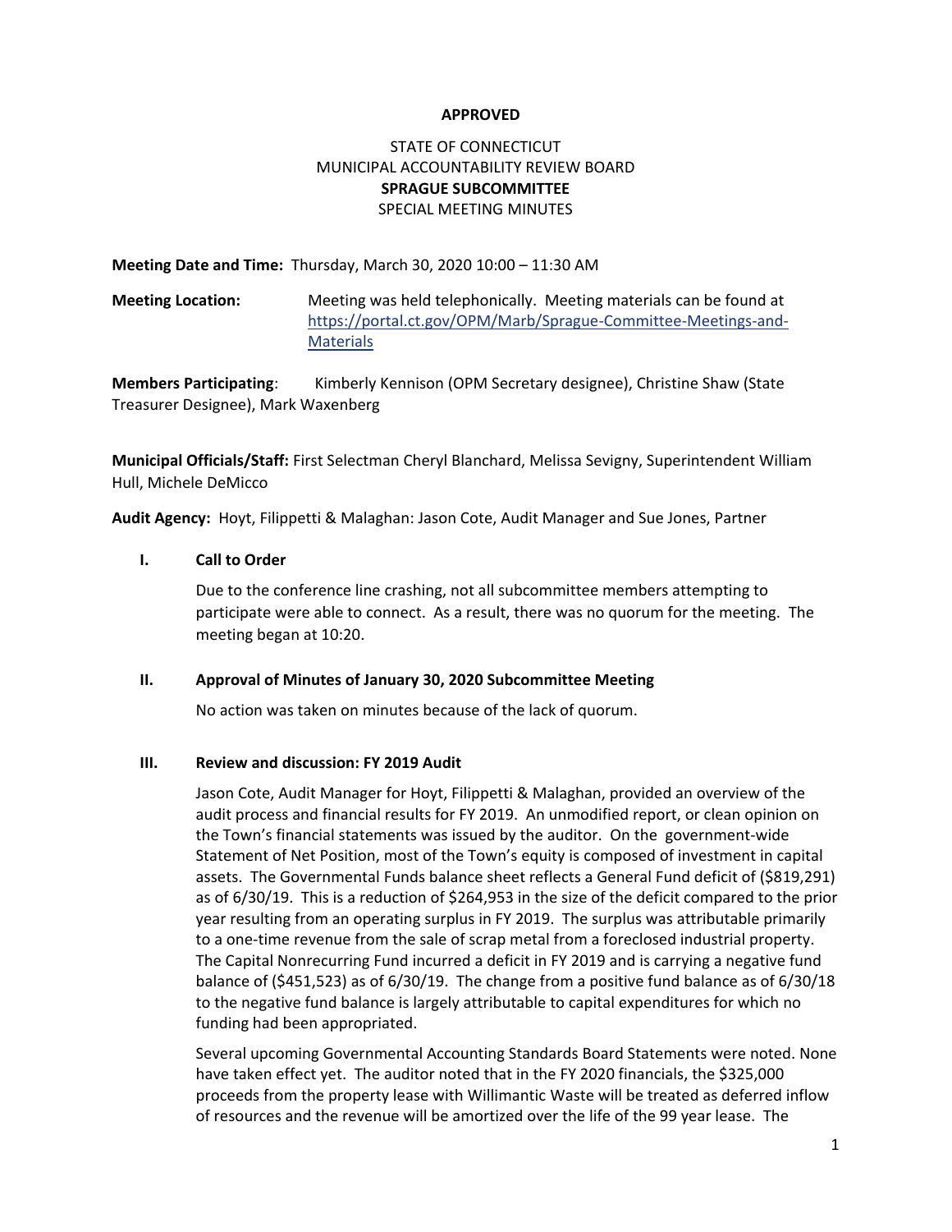**APPROVED**

STATE OF CONNECTICUT
MUNICIPAL ACCOUNTABILITY REVIEW BOARD
**SPRAGUE SUBCOMMITTEE**
SPECIAL MEETING MINUTES

**Meeting Date and Time:** Thursday, March 30, 2020 10:00 – 11:30 AM

**Meeting Location:** Meeting was held telephonically. Meeting materials can be found at [https://portal.ct.gov/OPM/Marb/Sprague-Committee-Meetings-and-Materials](https://portal.ct.gov/OPM/Marb/Sprague-Committee-Meetings-and-Materials)

**Members Participating**: Kimberly Kennison (OPM Secretary designee), Christine Shaw (State Treasurer Designee), Mark Waxenberg

**Municipal Officials/Staff:** First Selectman Cheryl Blanchard, Melissa Sevigny, Superintendent William Hull, Michele DeMicco

**Audit Agency:** Hoyt, Filippetti & Malaghan: Jason Cote, Audit Manager and Sue Jones, Partner

## I. Call to Order

Due to the conference line crashing, not all subcommittee members attempting to participate were able to connect. As a result, there was no quorum for the meeting. The meeting began at 10:20.

## II. Approval of Minutes of January 30, 2020 Subcommittee Meeting

No action was taken on minutes because of the lack of quorum.

## III. Review and discussion: FY 2019 Audit

Jason Cote, Audit Manager for Hoyt, Filippetti & Malaghan, provided an overview of the audit process and financial results for FY 2019. An unmodified report, or clean opinion on the Town's financial statements was issued by the auditor. On the government-wide Statement of Net Position, most of the Town's equity is composed of investment in capital assets. The Governmental Funds balance sheet reflects a General Fund deficit of ($819,291) as of 6/30/19. This is a reduction of $264,953 in the size of the deficit compared to the prior year resulting from an operating surplus in FY 2019. The surplus was attributable primarily to a one-time revenue from the sale of scrap metal from a foreclosed industrial property. The Capital Nonrecurring Fund incurred a deficit in FY 2019 and is carrying a negative fund balance of ($451,523) as of 6/30/19. The change from a positive fund balance as of 6/30/18 to the negative fund balance is largely attributable to capital expenditures for which no funding had been appropriated.

Several upcoming Governmental Accounting Standards Board Statements were noted. None have taken effect yet. The auditor noted that in the FY 2020 financials, the $325,000 proceeds from the property lease with Willimantic Waste will be treated as deferred inflow of resources and the revenue will be amortized over the life of the 99 year lease. The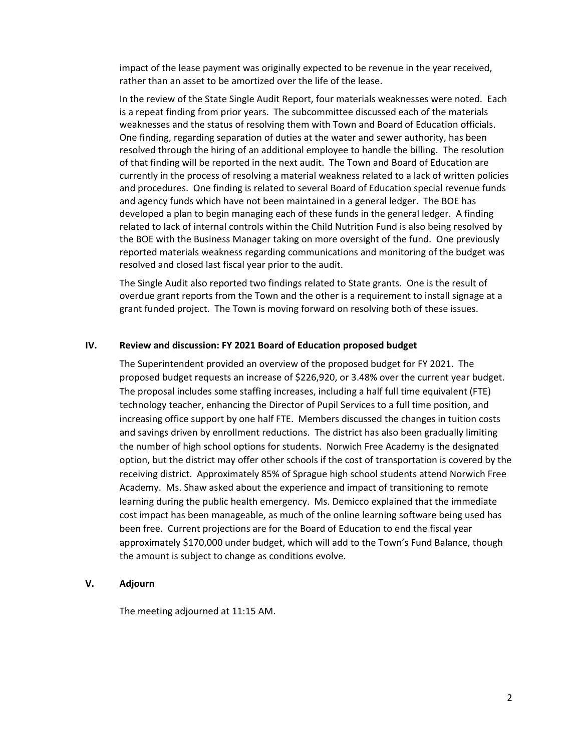impact of the lease payment was originally expected to be revenue in the year received, rather than an asset to be amortized over the life of the lease.

In the review of the State Single Audit Report, four materials weaknesses were noted. Each is a repeat finding from prior years. The subcommittee discussed each of the materials weaknesses and the status of resolving them with Town and Board of Education officials. One finding, regarding separation of duties at the water and sewer authority, has been resolved through the hiring of an additional employee to handle the billing. The resolution of that finding will be reported in the next audit. The Town and Board of Education are currently in the process of resolving a material weakness related to a lack of written policies and procedures. One finding is related to several Board of Education special revenue funds and agency funds which have not been maintained in a general ledger. The BOE has developed a plan to begin managing each of these funds in the general ledger. A finding related to lack of internal controls within the Child Nutrition Fund is also being resolved by the BOE with the Business Manager taking on more oversight of the fund. One previously reported materials weakness regarding communications and monitoring of the budget was resolved and closed last fiscal year prior to the audit.

The Single Audit also reported two findings related to State grants. One is the result of overdue grant reports from the Town and the other is a requirement to install signage at a grant funded project. The Town is moving forward on resolving both of these issues.

## IV. Review and discussion: FY 2021 Board of Education proposed budget

The Superintendent provided an overview of the proposed budget for FY 2021. The proposed budget requests an increase of $226,920, or 3.48% over the current year budget. The proposal includes some staffing increases, including a half full time equivalent (FTE) technology teacher, enhancing the Director of Pupil Services to a full time position, and increasing office support by one half FTE. Members discussed the changes in tuition costs and savings driven by enrollment reductions. The district has also been gradually limiting the number of high school options for students. Norwich Free Academy is the designated option, but the district may offer other schools if the cost of transportation is covered by the receiving district. Approximately 85% of Sprague high school students attend Norwich Free Academy. Ms. Shaw asked about the experience and impact of transitioning to remote learning during the public health emergency. Ms. Demicco explained that the immediate cost impact has been manageable, as much of the online learning software being used has been free. Current projections are for the Board of Education to end the fiscal year approximately $170,000 under budget, which will add to the Town's Fund Balance, though the amount is subject to change as conditions evolve.

## V. Adjourn

The meeting adjourned at 11:15 AM.